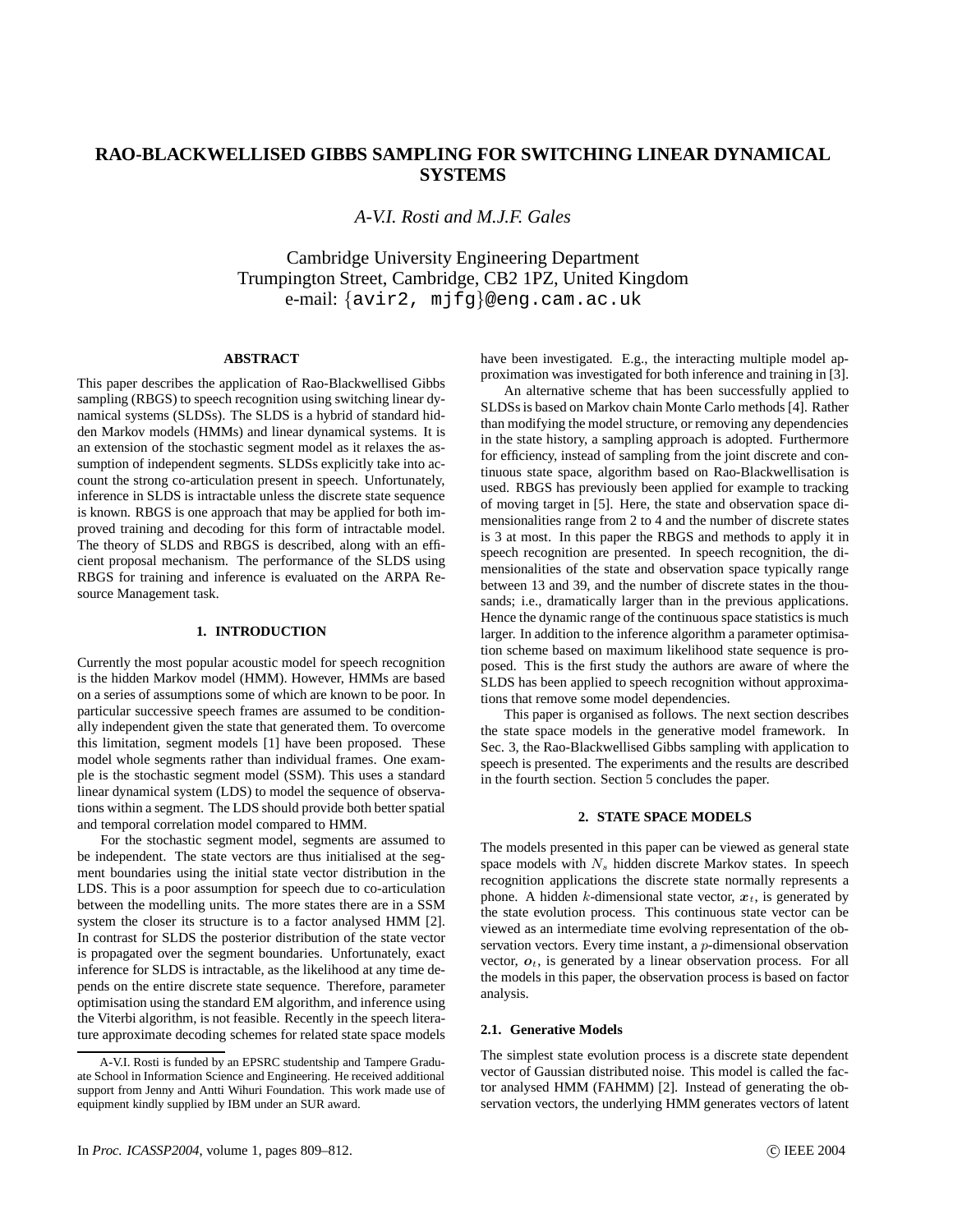# RAO-BLACKWELLISED GIBBS SAMPLING FOR SWITCHING LINEAR DYNAMICAL SYSTEMS

*A-V.I. Rosti and M.J.F. Gales*

Cambridge University Engineering Department
Trumpington Street, Cambridge, CB2 1PZ, United Kingdom
e-mail: {avir2, mjfg}@eng.cam.ac.uk

## ABSTRACT

This paper describes the application of Rao-Blackwellised Gibbs sampling (RBGS) to speech recognition using switching linear dynamical systems (SLDSs). The SLDS is a hybrid of standard hidden Markov models (HMMs) and linear dynamical systems. It is an extension of the stochastic segment model as it relaxes the assumption of independent segments. SLDSs explicitly take into account the strong co-articulation present in speech. Unfortunately, inference in SLDS is intractable unless the discrete state sequence is known. RBGS is one approach that may be applied for both improved training and decoding for this form of intractable model. The theory of SLDS and RBGS is described, along with an efficient proposal mechanism. The performance of the SLDS using RBGS for training and inference is evaluated on the ARPA Resource Management task.

## 1. INTRODUCTION

Currently the most popular acoustic model for speech recognition is the hidden Markov model (HMM). However, HMMs are based on a series of assumptions some of which are known to be poor. In particular successive speech frames are assumed to be conditionally independent given the state that generated them. To overcome this limitation, segment models [1] have been proposed. These model whole segments rather than individual frames. One example is the stochastic segment model (SSM). This uses a standard linear dynamical system (LDS) to model the sequence of observations within a segment. The LDS should provide both better spatial and temporal correlation model compared to HMM.

For the stochastic segment model, segments are assumed to be independent. The state vectors are thus initialised at the segment boundaries using the initial state vector distribution in the LDS. This is a poor assumption for speech due to co-articulation between the modelling units. The more states there are in a SSM system the closer its structure is to a factor analysed HMM [2]. In contrast for SLDS the posterior distribution of the state vector is propagated over the segment boundaries. Unfortunately, exact inference for SLDS is intractable, as the likelihood at any time depends on the entire discrete state sequence. Therefore, parameter optimisation using the standard EM algorithm, and inference using the Viterbi algorithm, is not feasible. Recently in the speech literature approximate decoding schemes for related state space models have been investigated. E.g., the interacting multiple model approximation was investigated for both inference and training in [3].

An alternative scheme that has been successfully applied to SLDSs is based on Markov chain Monte Carlo methods [4]. Rather than modifying the model structure, or removing any dependencies in the state history, a sampling approach is adopted. Furthermore for efficiency, instead of sampling from the joint discrete and continuous state space, algorithm based on Rao-Blackwellisation is used. RBGS has previously been applied for example to tracking of moving target in [5]. Here, the state and observation space dimensionalities range from 2 to 4 and the number of discrete states is 3 at most. In this paper the RBGS and methods to apply it in speech recognition are presented. In speech recognition, the dimensionalities of the state and observation space typically range between 13 and 39, and the number of discrete states in the thousands; i.e., dramatically larger than in the previous applications. Hence the dynamic range of the continuous space statistics is much larger. In addition to the inference algorithm a parameter optimisation scheme based on maximum likelihood state sequence is proposed. This is the first study the authors are aware of where the SLDS has been applied to speech recognition without approximations that remove some model dependencies.

This paper is organised as follows. The next section describes the state space models in the generative model framework. In Sec. 3, the Rao-Blackwellised Gibbs sampling with application to speech is presented. The experiments and the results are described in the fourth section. Section 5 concludes the paper.

## 2. STATE SPACE MODELS

The models presented in this paper can be viewed as general state space models with $N_s$ hidden discrete Markov states. In speech recognition applications the discrete state normally represents a phone. A hidden $k$-dimensional state vector, $\boldsymbol{x}_t$, is generated by the state evolution process. This continuous state vector can be viewed as an intermediate time evolving representation of the observation vectors. Every time instant, a $p$-dimensional observation vector, $\boldsymbol{o}_t$, is generated by a linear observation process. For all the models in this paper, the observation process is based on factor analysis.

### 2.1. Generative Models

The simplest state evolution process is a discrete state dependent vector of Gaussian distributed noise. This model is called the factor analysed HMM (FAHMM) [2]. Instead of generating the observation vectors, the underlying HMM generates vectors of latent

A-V.I. Rosti is funded by an EPSRC studentship and Tampere Graduate School in Information Science and Engineering. He received additional support from Jenny and Antti Wihuri Foundation. This work made use of equipment kindly supplied by IBM under an SUR award.

In *Proc. ICASSP2004*, volume 1, pages 809–812. © IEEE 2004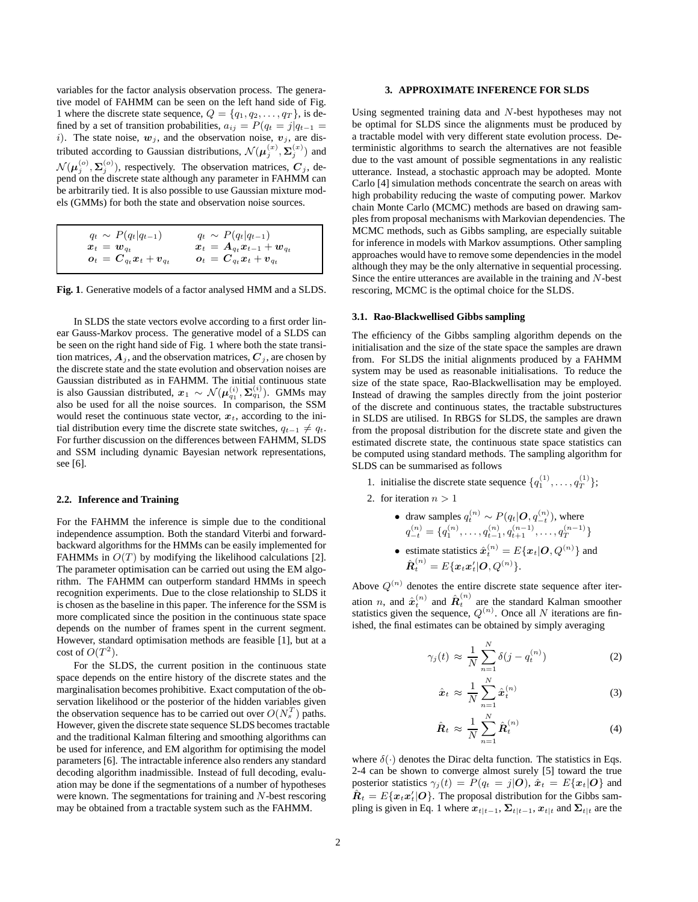variables for the factor analysis observation process. The generative model of FAHMM can be seen on the left hand side of Fig. 1 where the discrete state sequence, $Q = \{q_1, q_2, \dots, q_T\}$, is defined by a set of transition probabilities, $a_{ij} = P(q_t = j|q_{t-1} = i)$. The state noise, $\boldsymbol{w}_j$, and the observation noise, $\boldsymbol{v}_j$, are distributed according to Gaussian distributions, $\mathcal{N}(\boldsymbol{\mu}_j^{(x)}, \boldsymbol{\Sigma}_j^{(x)})$ and $\mathcal{N}(\boldsymbol{\mu}_j^{(o)}, \boldsymbol{\Sigma}_j^{(o)})$, respectively. The observation matrices, $\boldsymbol{C}_j$, depend on the discrete state although any parameter in FAHMM can be arbitrarily tied. It is also possible to use Gaussian mixture models (GMMs) for both the state and observation noise sources.

| FAHMM | SLDS |
|---|---|
| $q_t \sim P(q_t\|q_{t-1})$ | $q_t \sim P(q_t\|q_{t-1})$ |
| $\boldsymbol{x}_t = \boldsymbol{w}_{q_t}$ | $\boldsymbol{x}_t = \boldsymbol{A}_{q_t}\boldsymbol{x}_{t-1} + \boldsymbol{w}_{q_t}$ |
| $\boldsymbol{o}_t = \boldsymbol{C}_{q_t}\boldsymbol{x}_t + \boldsymbol{v}_{q_t}$ | $\boldsymbol{o}_t = \boldsymbol{C}_{q_t}\boldsymbol{x}_t + \boldsymbol{v}_{q_t}$ |

**Fig. 1**. Generative models of a factor analysed HMM and a SLDS.

In SLDS the state vectors evolve according to a first order linear Gauss-Markov process. The generative model of a SLDS can be seen on the right hand side of Fig. 1 where both the state transition matrices, $\boldsymbol{A}_j$, and the observation matrices, $\boldsymbol{C}_j$, are chosen by the discrete state and the state evolution and observation noises are Gaussian distributed as in FAHMM. The initial continuous state is also Gaussian distributed, $\boldsymbol{x}_1 \sim \mathcal{N}(\boldsymbol{\mu}_{q_1}^{(i)}, \boldsymbol{\Sigma}_{q_1}^{(i)})$. GMMs may also be used for all the noise sources. In comparison, the SSM would reset the continuous state vector, $\boldsymbol{x}_t$, according to the initial distribution every time the discrete state switches, $q_{t-1} \neq q_t$. For further discussion on the differences between FAHMM, SLDS and SSM including dynamic Bayesian network representations, see [6].

### 2.2. Inference and Training

For the FAHMM the inference is simple due to the conditional independence assumption. Both the standard Viterbi and forward-backward algorithms for the HMMs can be easily implemented for FAHMMs in $O(T)$ by modifying the likelihood calculations [2]. The parameter optimisation can be carried out using the EM algorithm. The FAHMM can outperform standard HMMs in speech recognition experiments. Due to the close relationship to SLDS it is chosen as the baseline in this paper. The inference for the SSM is more complicated since the position in the continuous state space depends on the number of frames spent in the current segment. However, standard optimisation methods are feasible [1], but at a cost of $O(T^2)$.

For the SLDS, the current position in the continuous state space depends on the entire history of the discrete states and the marginalisation becomes prohibitive. Exact computation of the observation likelihood or the posterior of the hidden variables given the observation sequence has to be carried out over $O(N_s^T)$ paths. However, given the discrete state sequence SLDS becomes tractable and the traditional Kalman filtering and smoothing algorithms can be used for inference, and EM algorithm for optimising the model parameters [6]. The intractable inference also renders any standard decoding algorithm inadmissible. Instead of full decoding, evaluation may be done if the segmentations of a number of hypotheses were known. The segmentations for training and $N$-best rescoring may be obtained from a tractable system such as the FAHMM.

## 3. APPROXIMATE INFERENCE FOR SLDS

Using segmented training data and $N$-best hypotheses may not be optimal for SLDS since the alignments must be produced by a tractable model with very different state evolution process. Deterministic algorithms to search the alternatives are not feasible due to the vast amount of possible segmentations in any realistic utterance. Instead, a stochastic approach may be adopted. Monte Carlo [4] simulation methods concentrate the search on areas with high probability reducing the waste of computing power. Markov chain Monte Carlo (MCMC) methods are based on drawing samples from proposal mechanisms with Markovian dependencies. The MCMC methods, such as Gibbs sampling, are especially suitable for inference in models with Markov assumptions. Other sampling approaches would have to remove some dependencies in the model although they may be the only alternative in sequential processing. Since the entire utterances are available in the training and $N$-best rescoring, MCMC is the optimal choice for the SLDS.

### 3.1. Rao-Blackwellised Gibbs sampling

The efficiency of the Gibbs sampling algorithm depends on the initialisation and the size of the state space the samples are drawn from. For SLDS the initial alignments produced by a FAHMM system may be used as reasonable initialisations. To reduce the size of the state space, Rao-Blackwellisation may be employed. Instead of drawing the samples directly from the joint posterior of the discrete and continuous states, the tractable substructures in SLDS are utilised. In RBGS for SLDS, the samples are drawn from the proposal distribution for the discrete state and given the estimated discrete state, the continuous state space statistics can be computed using standard methods. The sampling algorithm for SLDS can be summarised as follows

1. initialise the discrete state sequence $\{q_1^{(1)}, \dots, q_T^{(1)}\}$;
2. for iteration $n > 1$
   - draw samples $q_t^{(n)} \sim P(q_t|\boldsymbol{O}, q_{-t}^{(n)})$, where $q_{-t}^{(n)} = \{q_1^{(n)}, \dots, q_{t-1}^{(n)}, q_{t+1}^{(n-1)}, \dots, q_T^{(n-1)}\}$
   - estimate statistics $\hat{\boldsymbol{x}}_t^{(n)} = E\{\boldsymbol{x}_t|\boldsymbol{O}, Q^{(n)}\}$ and $\hat{\boldsymbol{R}}_t^{(n)} = E\{\boldsymbol{x}_t\boldsymbol{x}_t'|\boldsymbol{O}, Q^{(n)}\}$.

Above $Q^{(n)}$ denotes the entire discrete state sequence after iteration $n$, and $\hat{\boldsymbol{x}}_t^{(n)}$ and $\hat{\boldsymbol{R}}_t^{(n)}$ are the standard Kalman smoother statistics given the sequence, $Q^{(n)}$. Once all $N$ iterations are finished, the final estimates can be obtained by simply averaging

$$\gamma_j(t) \approx \frac{1}{N}\sum_{n=1}^{N}\delta(j - q_t^{(n)}) \tag{2}$$

$$\hat{\boldsymbol{x}}_t \approx \frac{1}{N}\sum_{n=1}^{N}\hat{\boldsymbol{x}}_t^{(n)} \tag{3}$$

$$\hat{\boldsymbol{R}}_t \approx \frac{1}{N}\sum_{n=1}^{N}\hat{\boldsymbol{R}}_t^{(n)} \tag{4}$$

where $\delta(\cdot)$ denotes the Dirac delta function. The statistics in Eqs. 2-4 can be shown to converge almost surely [5] toward the true posterior statistics $\gamma_j(t) = P(q_t = j|\boldsymbol{O})$, $\hat{\boldsymbol{x}}_t = E\{\boldsymbol{x}_t|\boldsymbol{O}\}$ and $\hat{\boldsymbol{R}}_t = E\{\boldsymbol{x}_t\boldsymbol{x}_t'|\boldsymbol{O}\}$. The proposal distribution for the Gibbs sampling is given in Eq. 1 where $\boldsymbol{x}_{t|t-1}$, $\boldsymbol{\Sigma}_{t|t-1}$, $\boldsymbol{x}_{t|t}$ and $\boldsymbol{\Sigma}_{t|t}$ are the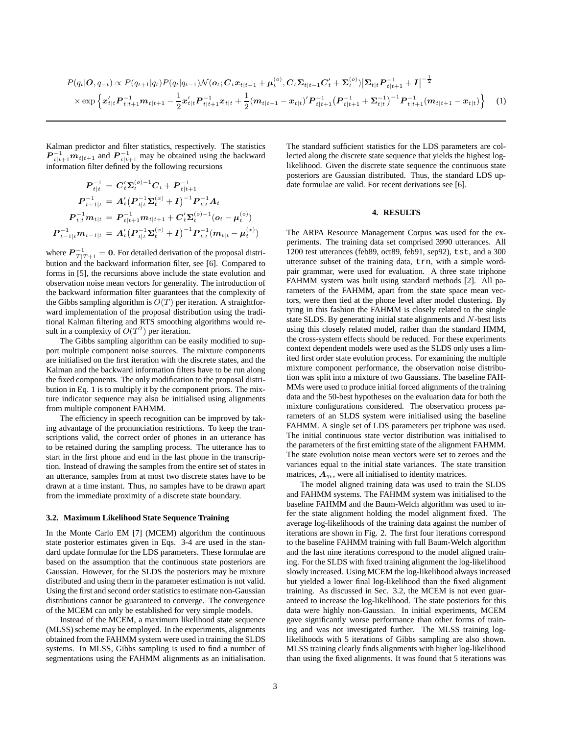$$P(q_t|\boldsymbol{O}, q_{-t}) \propto P(q_{t+1}|q_t)P(q_t|q_{t-1})\mathcal{N}(\boldsymbol{o}_t; \boldsymbol{C}_t\boldsymbol{x}_{t|t-1} + \boldsymbol{\mu}_t^{(o)}, \boldsymbol{C}_t\boldsymbol{\Sigma}_{t|t-1}\boldsymbol{C}_t' + \boldsymbol{\Sigma}_t^{(o)})\big|\boldsymbol{\Sigma}_{t|t}\boldsymbol{P}_{t|t+1}^{-1} + \boldsymbol{I}\big|^{-\frac{1}{2}}$$
$$\times \exp\Big\{\boldsymbol{x}_{t|t}'\boldsymbol{P}_{t|t+1}^{-1}\boldsymbol{m}_{t|t+1} - \frac{1}{2}\boldsymbol{x}_{t|t}'\boldsymbol{P}_{t|t+1}^{-1}\boldsymbol{x}_{t|t} + \frac{1}{2}(\boldsymbol{m}_{t|t+1} - \boldsymbol{x}_{t|t})'\boldsymbol{P}_{t|t+1}^{-1}\big(\boldsymbol{P}_{t|t+1}^{-1} + \boldsymbol{\Sigma}_{t|t}^{-1}\big)^{-1}\boldsymbol{P}_{t|t+1}^{-1}(\boldsymbol{m}_{t|t+1} - \boldsymbol{x}_{t|t})\Big\} \quad (1)$$

Kalman predictor and filter statistics, respectively. The statistics $\boldsymbol{P}_{t|t+1}^{-1}\boldsymbol{m}_{t|t+1}$ and $\boldsymbol{P}_{t|t+1}^{-1}$ may be obtained using the backward information filter defined by the following recursions

$$\begin{aligned}
\boldsymbol{P}_{t|t}^{-1} &= \boldsymbol{C}_t'\boldsymbol{\Sigma}_t^{(o)-1}\boldsymbol{C}_t + \boldsymbol{P}_{t|t+1}^{-1} \\
\boldsymbol{P}_{t-1|t}^{-1} &= \boldsymbol{A}_t'\big(\boldsymbol{P}_{t|t}^{-1}\boldsymbol{\Sigma}_t^{(x)} + \boldsymbol{I}\big)^{-1}\boldsymbol{P}_{t|t}^{-1}\boldsymbol{A}_t \\
\boldsymbol{P}_{t|t}^{-1}\boldsymbol{m}_{t|t} &= \boldsymbol{P}_{t|t+1}^{-1}\boldsymbol{m}_{t|t+1} + \boldsymbol{C}_t'\boldsymbol{\Sigma}_t^{(o)-1}(\boldsymbol{o}_t - \boldsymbol{\mu}_t^{(o)}) \\
\boldsymbol{P}_{t-1|t}^{-1}\boldsymbol{m}_{t-1|t} &= \boldsymbol{A}_t'\big(\boldsymbol{P}_{t|t}^{-1}\boldsymbol{\Sigma}_t^{(x)} + \boldsymbol{I}\big)^{-1}\boldsymbol{P}_{t|t}^{-1}(\boldsymbol{m}_{t|t} - \boldsymbol{\mu}_t^{(x)})
\end{aligned}$$

where $\boldsymbol{P}_{T|T+1}^{-1} = \boldsymbol{0}$. For detailed derivation of the proposal distribution and the backward information filter, see [6]. Compared to forms in [5], the recursions above include the state evolution and observation noise mean vectors for generality. The introduction of the backward information filter guarantees that the complexity of the Gibbs sampling algorithm is $O(T)$ per iteration. A straightforward implementation of the proposal distribution using the traditional Kalman filtering and RTS smoothing algorithms would result in a complexity of $O(T^2)$ per iteration.

The Gibbs sampling algorithm can be easily modified to support multiple component noise sources. The mixture components are initialised on the first iteration with the discrete states, and the Kalman and the backward information filters have to be run along the fixed components. The only modification to the proposal distribution in Eq. 1 is to multiply it by the component priors. The mixture indicator sequence may also be initialised using alignments from multiple component FAHMM.

The efficiency in speech recognition can be improved by taking advantage of the pronunciation restrictions. To keep the transcriptions valid, the correct order of phones in an utterance has to be retained during the sampling process. The utterance has to start in the first phone and end in the last phone in the transcription. Instead of drawing the samples from the entire set of states in an utterance, samples from at most two discrete states have to be drawn at a time instant. Thus, no samples have to be drawn apart from the immediate proximity of a discrete state boundary.

### 3.2. Maximum Likelihood State Sequence Training

In the Monte Carlo EM [7] (MCEM) algorithm the continuous state posterior estimates given in Eqs. 3-4 are used in the standard update formulae for the LDS parameters. These formulae are based on the assumption that the continuous state posteriors are Gaussian. However, for the SLDS the posteriors may be mixture distributed and using them in the parameter estimation is not valid. Using the first and second order statistics to estimate non-Gaussian distributions cannot be guaranteed to converge. The convergence of the MCEM can only be established for very simple models.

Instead of the MCEM, a maximum likelihood state sequence (MLSS) scheme may be employed. In the experiments, alignments obtained from the FAHMM system were used in training the SLDS systems. In MLSS, Gibbs sampling is used to find a number of segmentations using the FAHMM alignments as an initialisation. The standard sufficient statistics for the LDS parameters are collected along the discrete state sequence that yields the highest log-likelihood. Given the discrete state sequence the continuous state posteriors are Gaussian distributed. Thus, the standard LDS update formulae are valid. For recent derivations see [6].

## 4. RESULTS

The ARPA Resource Management Corpus was used for the experiments. The training data set comprised 3990 utterances. All 1200 test utterances (feb89, oct89, feb91, sep92), `tst`, and a 300 utterance subset of the training data, `trn`, with a simple word-pair grammar, were used for evaluation. A three state triphone FAHMM system was built using standard methods [2]. All parameters of the FAHMM, apart from the state space mean vectors, were then tied at the phone level after model clustering. By tying in this fashion the FAHMM is closely related to the single state SLDS. By generating initial state alignments and $N$-best lists using this closely related model, rather than the standard HMM, the cross-system effects should be reduced. For these experiments context dependent models were used as the SLDS only uses a limited first order state evolution process. For examining the multiple mixture component performance, the observation noise distribution was split into a mixture of two Gaussians. The baseline FAHMMs were used to produce initial forced alignments of the training data and the 50-best hypotheses on the evaluation data for both the mixture configurations considered. The observation process parameters of an SLDS system were initialised using the baseline FAHMM. A single set of LDS parameters per triphone was used. The initial continuous state vector distribution was initialised to the parameters of the first emitting state of the alignment FAHMM. The state evolution noise mean vectors were set to zeroes and the variances equal to the initial state variances. The state transition matrices, $\boldsymbol{A}_{q_t}$, were all initialised to identity matrices.

The model aligned training data was used to train the SLDS and FAHMM systems. The FAHMM system was initialised to the baseline FAHMM and the Baum-Welch algorithm was used to infer the state alignment holding the model alignment fixed. The average log-likelihoods of the training data against the number of iterations are shown in Fig. 2. The first four iterations correspond to the baseline FAHMM training with full Baum-Welch algorithm and the last nine iterations correspond to the model aligned training. For the SLDS with fixed training alignment the log-likelihood slowly increased. Using MCEM the log-likelihood always increased but yielded a lower final log-likelihood than the fixed alignment training. As discussed in Sec. 3.2, the MCEM is not even guaranteed to increase the log-likelihood. The state posteriors for this data were highly non-Gaussian. In initial experiments, MCEM gave significantly worse performance than other forms of training and was not investigated further. The MLSS training log-likelihoods with 5 iterations of Gibbs sampling are also shown. MLSS training clearly finds alignments with higher log-likelihood than using the fixed alignments. It was found that 5 iterations was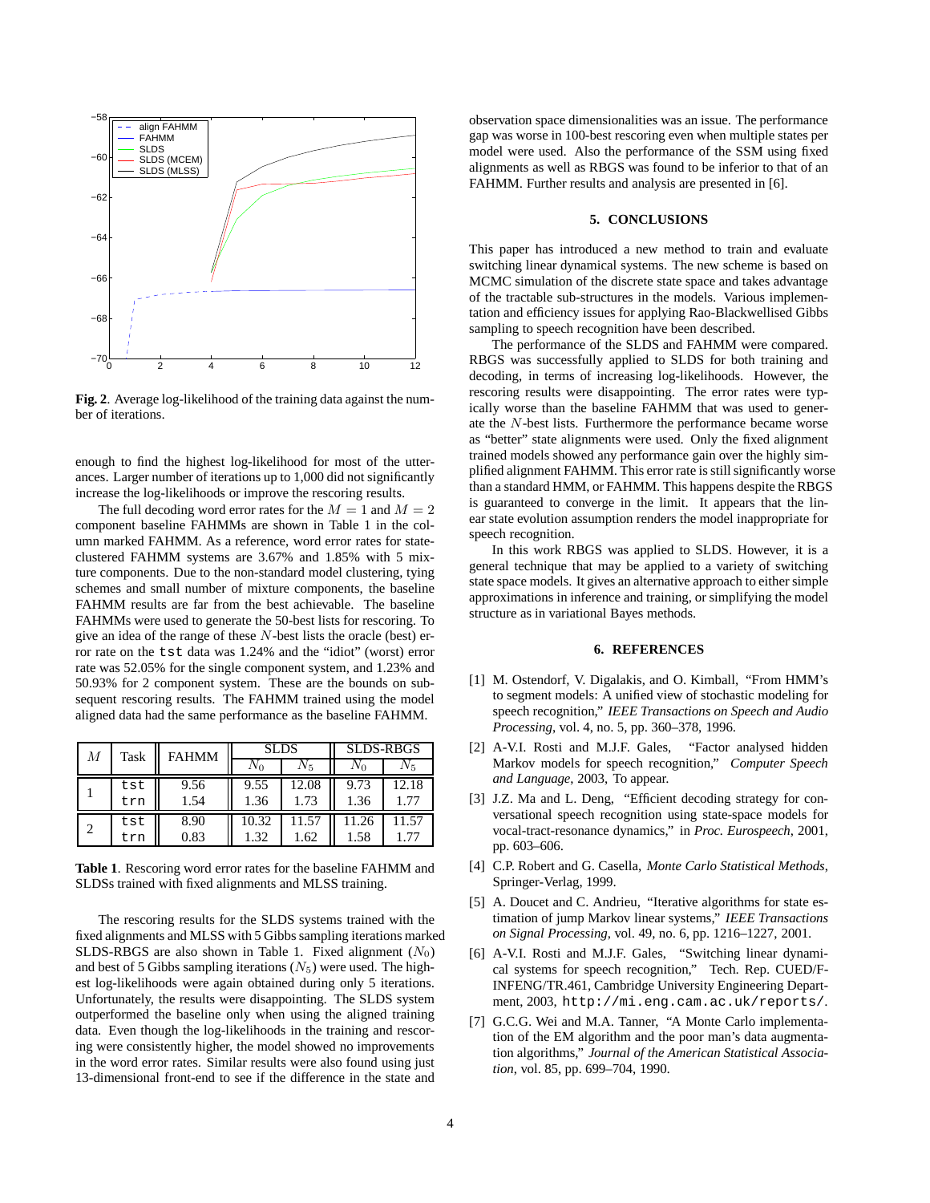−58

−60

−62

−64

−66

−68

−70

0 2 4 6 8 10 12

align FAHMM
FAHMM
SLDS
SLDS (MCEM)
SLDS (MLSS)

**Fig. 2**. Average log-likelihood of the training data against the number of iterations.

enough to find the highest log-likelihood for most of the utterances. Larger number of iterations up to 1,000 did not significantly increase the log-likelihoods or improve the rescoring results.

The full decoding word error rates for the $M = 1$ and $M = 2$ component baseline FAHMMs are shown in Table 1 in the column marked FAHMM. As a reference, word error rates for state-clustered FAHMM systems are 3.67% and 1.85% with 5 mixture components. Due to the non-standard model clustering, tying schemes and small number of mixture components, the baseline FAHMM results are far from the best achievable. The baseline FAHMMs were used to generate the 50-best lists for rescoring. To give an idea of the range of these $N$-best lists the oracle (best) error rate on the tst data was 1.24% and the "idiot" (worst) error rate was 52.05% for the single component system, and 1.23% and 50.93% for 2 component system. These are the bounds on subsequent rescoring results. The FAHMM trained using the model aligned data had the same performance as the baseline FAHMM.

| $M$ | Task | FAHMM | SLDS | | SLDS-RBGS | |
|---|---|---|---|---|---|---|
| | | | $N_0$ | $N_5$ | $N_0$ | $N_5$ |
| 1 | tst | 9.56 | 9.55 | 12.08 | 9.73 | 12.18 |
| | trn | 1.54 | 1.36 | 1.73 | 1.36 | 1.77 |
| 2 | tst | 8.90 | 10.32 | 11.57 | 11.26 | 11.57 |
| | trn | 0.83 | 1.32 | 1.62 | 1.58 | 1.77 |

**Table 1**. Rescoring word error rates for the baseline FAHMM and SLDSs trained with fixed alignments and MLSS training.

The rescoring results for the SLDS systems trained with the fixed alignments and MLSS with 5 Gibbs sampling iterations marked SLDS-RBGS are also shown in Table 1. Fixed alignment ($N_0$) and best of 5 Gibbs sampling iterations ($N_5$) were used. The highest log-likelihoods were again obtained during only 5 iterations. Unfortunately, the results were disappointing. The SLDS system outperformed the baseline only when using the aligned training data. Even though the log-likelihoods in the training and rescoring were consistently higher, the model showed no improvements in the word error rates. Similar results were also found using just 13-dimensional front-end to see if the difference in the state and observation space dimensionalities was an issue. The performance gap was worse in 100-best rescoring even when multiple states per model were used. Also the performance of the SSM using fixed alignments as well as RBGS was found to be inferior to that of an FAHMM. Further results and analysis are presented in [6].

## 5. CONCLUSIONS

This paper has introduced a new method to train and evaluate switching linear dynamical systems. The new scheme is based on MCMC simulation of the discrete state space and takes advantage of the tractable sub-structures in the models. Various implementation and efficiency issues for applying Rao-Blackwellised Gibbs sampling to speech recognition have been described.

The performance of the SLDS and FAHMM were compared. RBGS was successfully applied to SLDS for both training and decoding, in terms of increasing log-likelihoods. However, the rescoring results were disappointing. The error rates were typically worse than the baseline FAHMM that was used to generate the $N$-best lists. Furthermore the performance became worse as "better" state alignments were used. Only the fixed alignment trained models showed any performance gain over the highly simplified alignment FAHMM. This error rate is still significantly worse than a standard HMM, or FAHMM. This happens despite the RBGS is guaranteed to converge in the limit. It appears that the linear state evolution assumption renders the model inappropriate for speech recognition.

In this work RBGS was applied to SLDS. However, it is a general technique that may be applied to a variety of switching state space models. It gives an alternative approach to either simple approximations in inference and training, or simplifying the model structure as in variational Bayes methods.

## 6. REFERENCES

[1] M. Ostendorf, V. Digalakis, and O. Kimball, "From HMM's to segment models: A unified view of stochastic modeling for speech recognition," *IEEE Transactions on Speech and Audio Processing*, vol. 4, no. 5, pp. 360–378, 1996.

[2] A-V.I. Rosti and M.J.F. Gales, "Factor analysed hidden Markov models for speech recognition," *Computer Speech and Language*, 2003, To appear.

[3] J.Z. Ma and L. Deng, "Efficient decoding strategy for conversational speech recognition using state-space models for vocal-tract-resonance dynamics," in *Proc. Eurospeech*, 2001, pp. 603–606.

[4] C.P. Robert and G. Casella, *Monte Carlo Statistical Methods*, Springer-Verlag, 1999.

[5] A. Doucet and C. Andrieu, "Iterative algorithms for state estimation of jump Markov linear systems," *IEEE Transactions on Signal Processing*, vol. 49, no. 6, pp. 1216–1227, 2001.

[6] A-V.I. Rosti and M.J.F. Gales, "Switching linear dynamical systems for speech recognition," Tech. Rep. CUED/F-INFENG/TR.461, Cambridge University Engineering Department, 2003, http://mi.eng.cam.ac.uk/reports/.

[7] G.C.G. Wei and M.A. Tanner, "A Monte Carlo implementation of the EM algorithm and the poor man's data augmentation algorithms," *Journal of the American Statistical Association*, vol. 85, pp. 699–704, 1990.